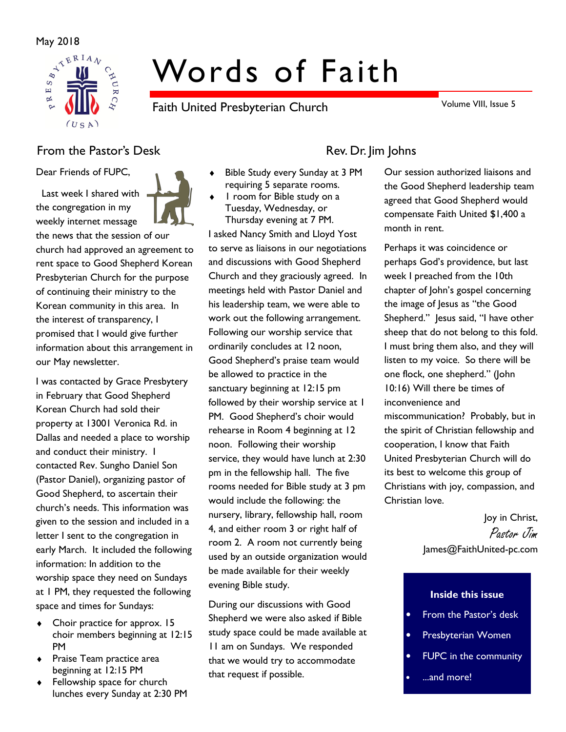May 2018

# Words of Faith

Faith United Presbyterian Church

Volume VIII, Issue 5

## From the Pastor's Desk

## Rev. Dr. Jim Johns

Dear Friends of FUPC,

Last week I shared with the congregation in my weekly internet message the news that the session of our church had approved an agreement to rent space to Good Shepherd Korean Presbyterian Church for the purpose of continuing their ministry to the Korean community in this area. In the interest of transparency, I promised that I would give further information about this arrangement in our May newsletter.

I was contacted by Grace Presbytery in February that Good Shepherd Korean Church had sold their property at 13001 Veronica Rd. in Dallas and needed a place to worship and conduct their ministry. I contacted Rev. Sungho Daniel Son (Pastor Daniel), organizing pastor of Good Shepherd, to ascertain their church's needs. This information was given to the session and included in a letter I sent to the congregation in early March. It included the following information: In addition to the worship space they need on Sundays at 1 PM, they requested the following space and times for Sundays:

- Choir practice for approx. 15 choir members beginning at 12:15 PM
- Praise Team practice area beginning at 12:15 PM
- Fellowship space for church lunches every Sunday at 2:30 PM
- Bible Study every Sunday at 3 PM requiring 5 separate rooms.
- 1 room for Bible study on a Tuesday, Wednesday, or Thursday evening at 7 PM.

I asked Nancy Smith and Lloyd Yost to serve as liaisons in our negotiations and discussions with Good Shepherd Church and they graciously agreed. In meetings held with Pastor Daniel and his leadership team, we were able to work out the following arrangement. Following our worship service that ordinarily concludes at 12 noon, Good Shepherd's praise team would be allowed to practice in the sanctuary beginning at 12:15 pm followed by their worship service at 1 PM. Good Shepherd's choir would rehearse in Room 4 beginning at 12 noon. Following their worship service, they would have lunch at 2:30 pm in the fellowship hall. The five rooms needed for Bible study at 3 pm would include the following: the nursery, library, fellowship hall, room 4, and either room 3 or right half of room 2. A room not currently being used by an outside organization would be made available for their weekly evening Bible study.

During our discussions with Good Shepherd we were also asked if Bible study space could be made available at 11 am on Sundays. We responded that we would try to accommodate that request if possible.

Our session authorized liaisons and the Good Shepherd leadership team agreed that Good Shepherd would compensate Faith United $1,400 a month in rent.

Perhaps it was coincidence or perhaps God's providence, but last week I preached from the 10th chapter of John's gospel concerning the image of Jesus as "the Good Shepherd." Jesus said, "I have other sheep that do not belong to this fold. I must bring them also, and they will listen to my voice. So there will be one flock, one shepherd." (John 10:16) Will there be times of inconvenience and miscommunication? Probably, but in the spirit of Christian fellowship and cooperation, I know that Faith United Presbyterian Church will do its best to welcome this group of Christians with joy, compassion, and Christian love.

Joy in Christ,

*Pastor Jim*

James@FaithUnited-pc.com

**Inside this issue**

- From the Pastor's desk
- Presbyterian Women
- FUPC in the community
- ...and more!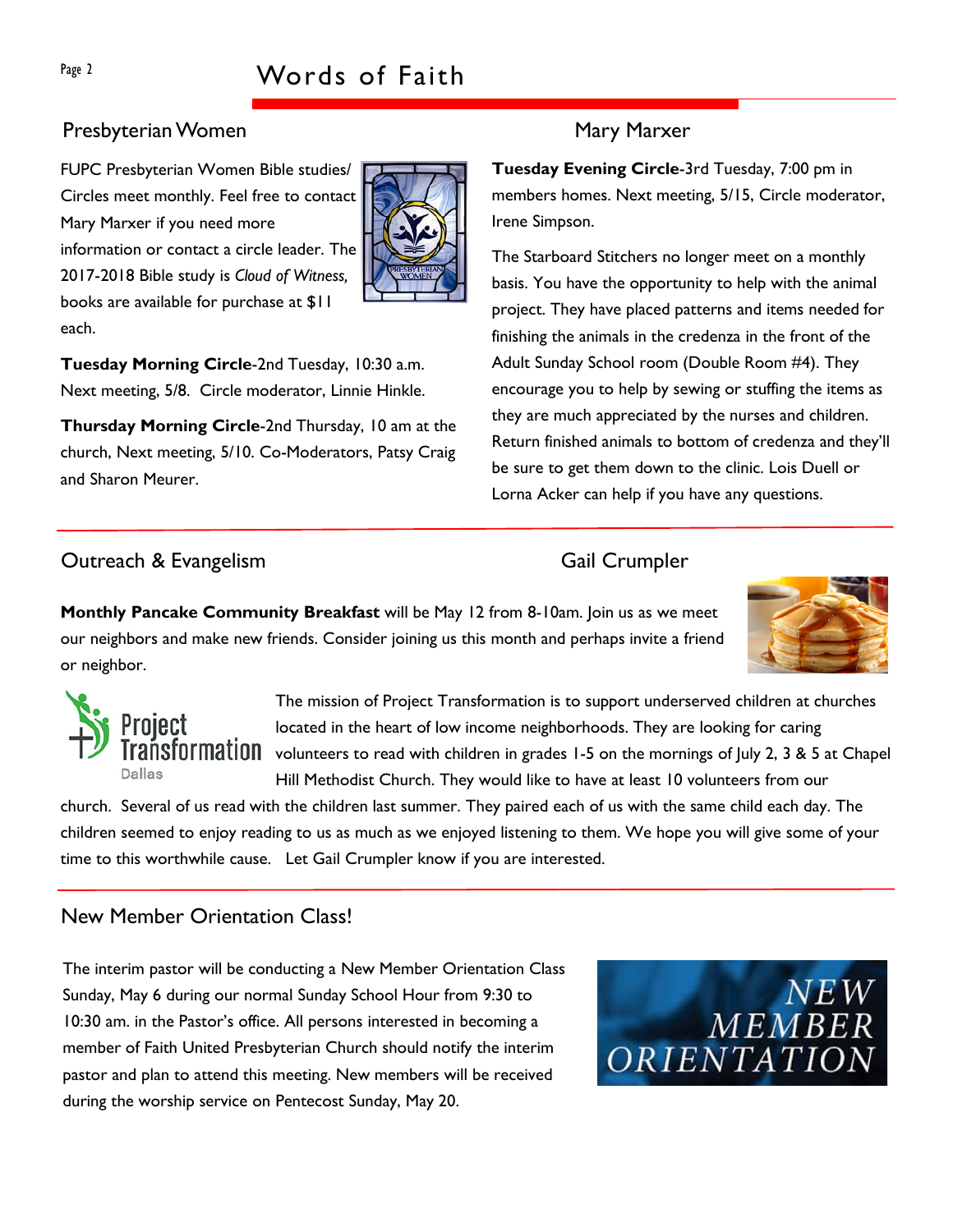## Presbyterian Women

### Mary Marxer

FUPC Presbyterian Women Bible studies/ Circles meet monthly. Feel free to contact Mary Marxer if you need more information or contact a circle leader. The 2017-2018 Bible study is *Cloud of Witness,* books are available for purchase at $11 each.

**Tuesday Morning Circle**-2nd Tuesday, 10:30 a.m. Next meeting, 5/8. Circle moderator, Linnie Hinkle.

**Thursday Morning Circle**-2nd Thursday, 10 am at the church, Next meeting, 5/10. Co-Moderators, Patsy Craig and Sharon Meurer.

**Tuesday Evening Circle**-3rd Tuesday, 7:00 pm in members homes. Next meeting, 5/15, Circle moderator, Irene Simpson.

The Starboard Stitchers no longer meet on a monthly basis. You have the opportunity to help with the animal project. They have placed patterns and items needed for finishing the animals in the credenza in the front of the Adult Sunday School room (Double Room #4). They encourage you to help by sewing or stuffing the items as they are much appreciated by the nurses and children. Return finished animals to bottom of credenza and they'll be sure to get them down to the clinic. Lois Duell or Lorna Acker can help if you have any questions.

## Outreach & Evangelism

### Gail Crumpler

**Monthly Pancake Community Breakfast** will be May 12 from 8-10am. Join us as we meet our neighbors and make new friends. Consider joining us this month and perhaps invite a friend or neighbor.

The mission of Project Transformation is to support underserved children at churches located in the heart of low income neighborhoods. They are looking for caring volunteers to read with children in grades 1-5 on the mornings of July 2, 3 & 5 at Chapel Hill Methodist Church. They would like to have at least 10 volunteers from our church. Several of us read with the children last summer. They paired each of us with the same child each day. The children seemed to enjoy reading to us as much as we enjoyed listening to them. We hope you will give some of your time to this worthwhile cause. Let Gail Crumpler know if you are interested.

## New Member Orientation Class!

The interim pastor will be conducting a New Member Orientation Class Sunday, May 6 during our normal Sunday School Hour from 9:30 to 10:30 am. in the Pastor's office. All persons interested in becoming a member of Faith United Presbyterian Church should notify the interim pastor and plan to attend this meeting. New members will be received during the worship service on Pentecost Sunday, May 20.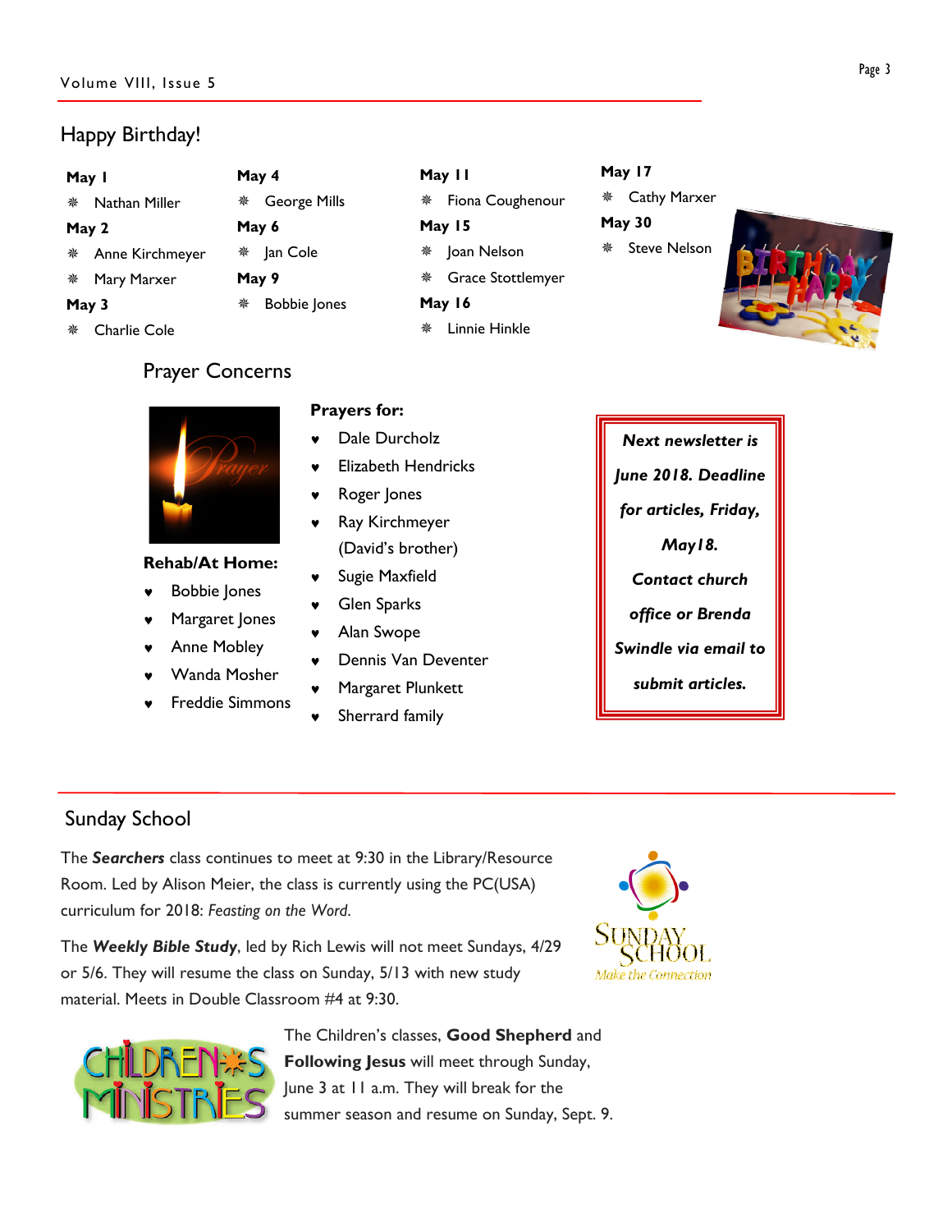## Happy Birthday!

**May 1**
- Nathan Miller

**May 2**
- Anne Kirchmeyer
- Mary Marxer

**May 3**
- Charlie Cole

**May 4**
- George Mills

**May 6**
- Jan Cole

**May 9**
- Bobbie Jones

**May 11**
- Fiona Coughenour

**May 15**
- Joan Nelson
- Grace Stottlemyer

**May 16**
- Linnie Hinkle

**May 17**
- Cathy Marxer

**May 30**
- Steve Nelson

## Prayer Concerns

**Rehab/At Home:**
- Bobbie Jones
- Margaret Jones
- Anne Mobley
- Wanda Mosher
- Freddie Simmons

**Prayers for:**
- Dale Durcholz
- Elizabeth Hendricks
- Roger Jones
- Ray Kirchmeyer (David's brother)
- Sugie Maxfield
- Glen Sparks
- Alan Swope
- Dennis Van Deventer
- Margaret Plunkett
- Sherrard family

***Next newsletter is June 2018. Deadline for articles, Friday, May18. Contact church office or Brenda Swindle via email to submit articles.***

## Sunday School

The ***Searchers*** class continues to meet at 9:30 in the Library/Resource Room. Led by Alison Meier, the class is currently using the PC(USA) curriculum for 2018: *Feasting on the Word.*

The ***Weekly Bible Study***, led by Rich Lewis will not meet Sundays, 4/29 or 5/6. They will resume the class on Sunday, 5/13 with new study material. Meets in Double Classroom #4 at 9:30.

The Children's classes, **Good Shepherd** and **Following Jesus** will meet through Sunday, June 3 at 11 a.m. They will break for the summer season and resume on Sunday, Sept. 9.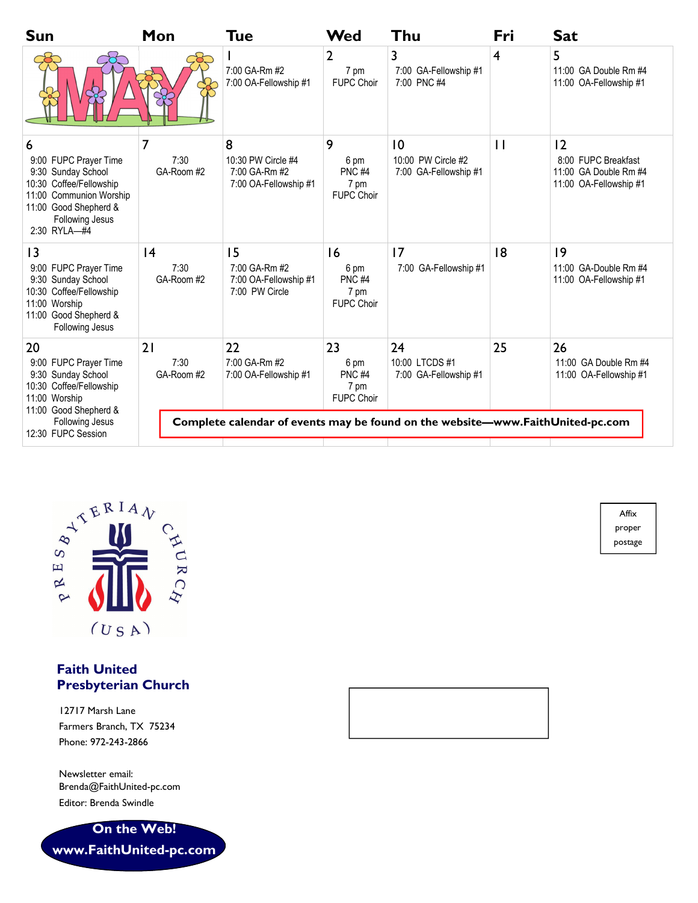| Sun | Mon | Tue | Wed | Thu | Fri | Sat |
|---|---|---|---|---|---|---|
| MAY | | 1<br>7:00 GA-Rm #2<br>7:00 OA-Fellowship #1 | 2<br>7 pm<br>FUPC Choir | 3<br>7:00 GA-Fellowship #1<br>7:00 PNC #4 | 4 | 5<br>11:00 GA Double Rm #4<br>11:00 OA-Fellowship #1 |
| 6<br>9:00 FUPC Prayer Time<br>9:30 Sunday School<br>10:30 Coffee/Fellowship<br>11:00 Communion Worship<br>11:00 Good Shepherd & Following Jesus<br>2:30 RYLA—#4 | 7<br>7:30<br>GA-Room #2 | 8<br>10:30 PW Circle #4<br>7:00 GA-Rm #2<br>7:00 OA-Fellowship #1 | 9<br>6 pm<br>PNC #4<br>7 pm<br>FUPC Choir | 10<br>10:00 PW Circle #2<br>7:00 GA-Fellowship #1 | 11 | 12<br>8:00 FUPC Breakfast<br>11:00 GA Double Rm #4<br>11:00 OA-Fellowship #1 |
| 13<br>9:00 FUPC Prayer Time<br>9:30 Sunday School<br>10:30 Coffee/Fellowship<br>11:00 Worship<br>11:00 Good Shepherd & Following Jesus | 14<br>7:30<br>GA-Room #2 | 15<br>7:00 GA-Rm #2<br>7:00 OA-Fellowship #1<br>7:00 PW Circle | 16<br>6 pm<br>PNC #4<br>7 pm<br>FUPC Choir | 17<br>7:00 GA-Fellowship #1 | 18 | 19<br>11:00 GA-Double Rm #4<br>11:00 OA-Fellowship #1 |
| 20<br>9:00 FUPC Prayer Time<br>9:30 Sunday School<br>10:30 Coffee/Fellowship<br>11:00 Worship<br>11:00 Good Shepherd & Following Jesus<br>12:30 FUPC Session | 21<br>7:30<br>GA-Room #2 | 22<br>7:00 GA-Rm #2<br>7:00 OA-Fellowship #1 | 23<br>6 pm<br>PNC #4<br>7 pm<br>FUPC Choir | 24<br>10:00 LTCDS #1<br>7:00 GA-Fellowship #1 | 25 | 26<br>11:00 GA Double Rm #4<br>11:00 OA-Fellowship #1 |

**Complete calendar of events may be found on the website—www.FaithUnited-pc.com**

PRESBYTERIAN CHURCH (USA)

**Faith United Presbyterian Church**

12717 Marsh Lane
Farmers Branch, TX 75234
Phone: 972-243-2866

Newsletter email:
Brenda@FaithUnited-pc.com
Editor: Brenda Swindle

**On the Web!**
**www.FaithUnited-pc.com**

Affix proper postage